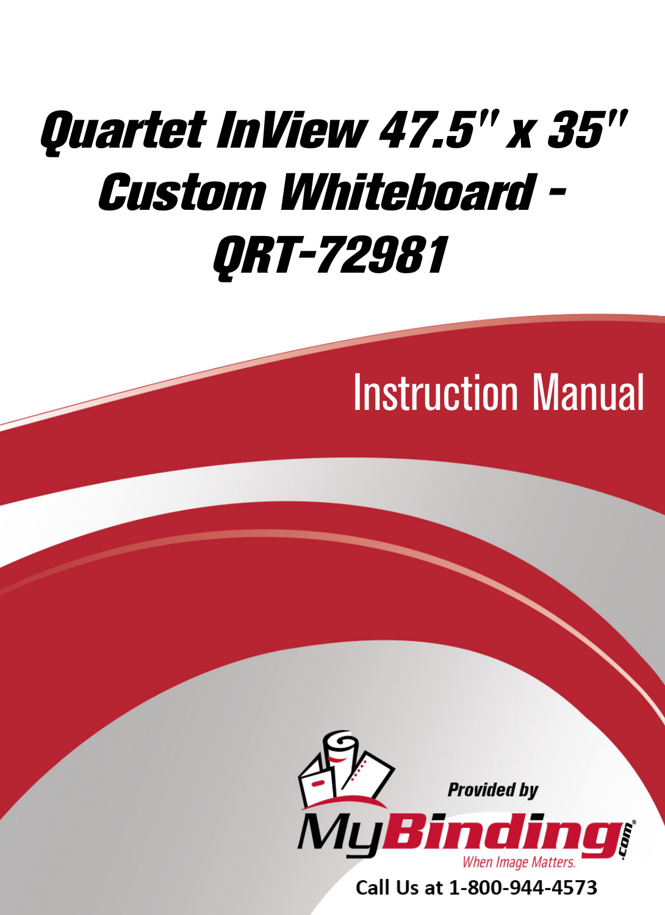# Quartet InView 47.5" x 35" Custom Whiteboard - QRT-72981

## Instruction Manual

Provided by

MyBinding.com

When Image Matters.

Call Us at 1-800-944-4573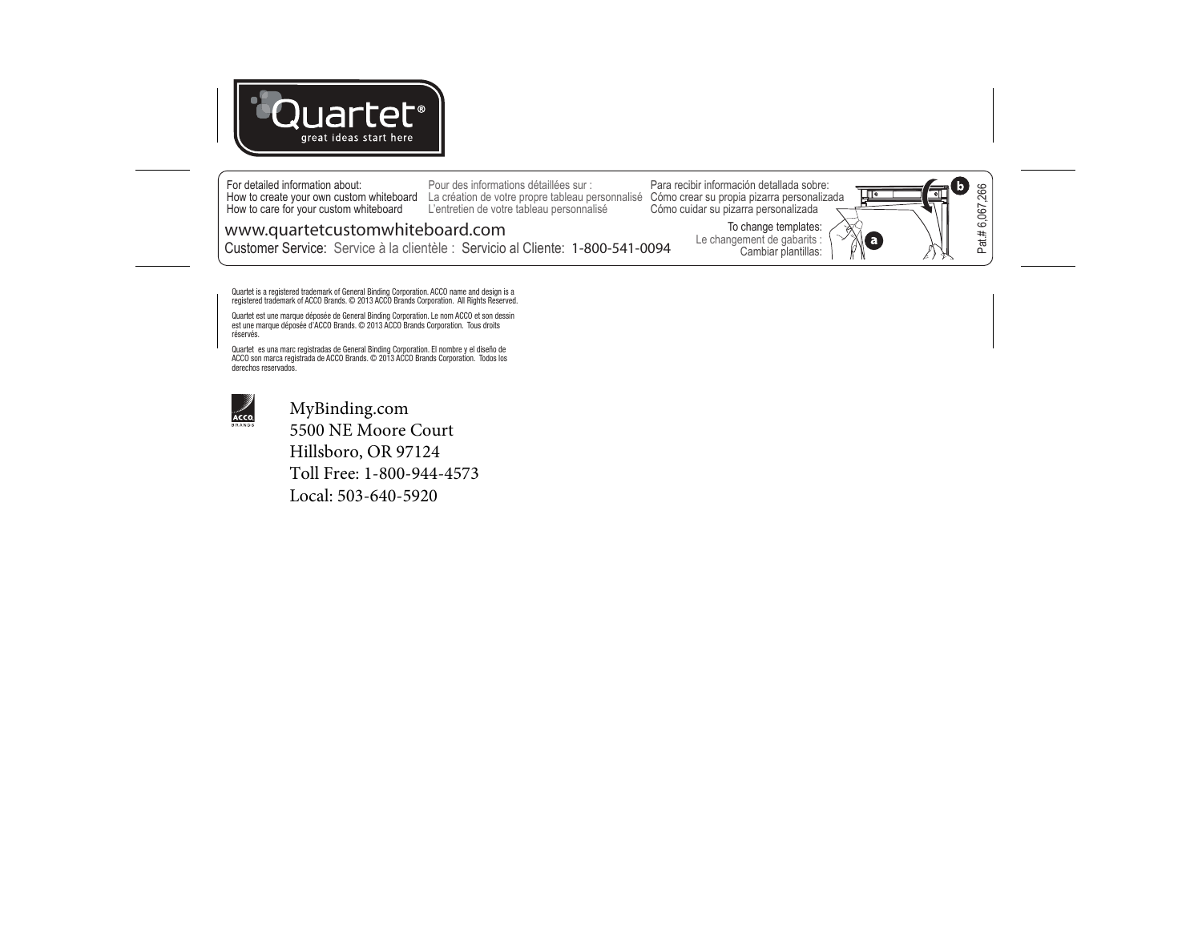# Quartet®

great ideas start here

For detailed information about:
How to create your own custom whiteboard
How to care for your custom whiteboard

Pour des informations détaillées sur :
La création de votre propre tableau personnalisé
L'entretien de votre tableau personnalisé

Para recibir información detallada sobre:
Cómo crear su propia pizarra personalizada
Cómo cuidar su pizarra personalizada

www.quartetcustomwhiteboard.com

Customer Service: Service à la clientèle : Servicio al Cliente: 1-800-541-0094

To change templates:
Le changement de gabarits :
Cambiar plantillas:

a

b

Pat.# 6,067,266

Quartet is a registered trademark of General Binding Corporation. ACCO name and design is a registered trademark of ACCO Brands. © 2013 ACCO Brands Corporation. All Rights Reserved.

Quartet est une marque déposée de General Binding Corporation. Le nom ACCO et son dessin est une marque déposée d'ACCO Brands. © 2013 ACCO Brands Corporation. Tous droits réservés.

Quartet es una marc registradas de General Binding Corporation. El nombre y el diseño de ACCO son marca registrada de ACCO Brands. © 2013 ACCO Brands Corporation. Todos los derechos reservados.

ACCO BRANDS

MyBinding.com
5500 NE Moore Court
Hillsboro, OR 97124
Toll Free: 1-800-944-4573
Local: 503-640-5920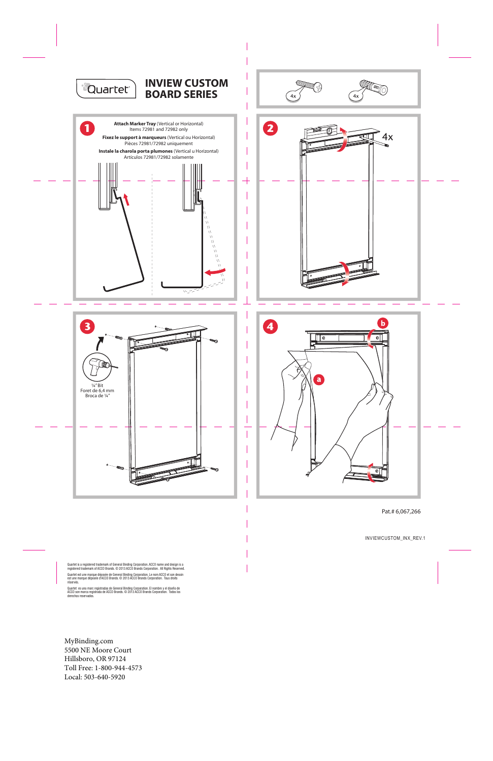Quartet

# INVIEW CUSTOM BOARD SERIES

4x

4x

## 1

**Attach Marker Tray** (Vertical or Horizontal)
Items 72981 and 72982 only

**Fixez le support à marqueurs** (Vertical ou Horizontal)
Pièces 72981/72982 uniquement

**Instale la charola porta plumones** (Vertical u Horizontal)
Artículos 72981/72982 solamente

## 2

4x

## 3

¼" Bit
Foret de 6,4 mm
Broca de ¼"

## 4

a

b

Pat.# 6,067,266

INVIEWCUSTOM_INX_REV.1

Quartet is a registered trademark of General Binding Corporation. ACCO name and design is a registered trademark of ACCO Brands. © 2013 ACCO Brands Corporation. All Rights Reserved.

Quartet est une marque déposée de General Binding Corporation. Le nom ACCO et son dessin est une marque déposée d'ACCO Brands. © 2013 ACCO Brands Corporation. Tous droits réservés.

Quartet es una marc registradas de General Binding Corporation. El nombre y el diseño de ACCO son marca registrada de ACCO Brands. © 2013 ACCO Brands Corporation. Todos los derechos reservados.

MyBinding.com
5500 NE Moore Court
Hillsboro, OR 97124
Toll Free: 1-800-944-4573
Local: 503-640-5920